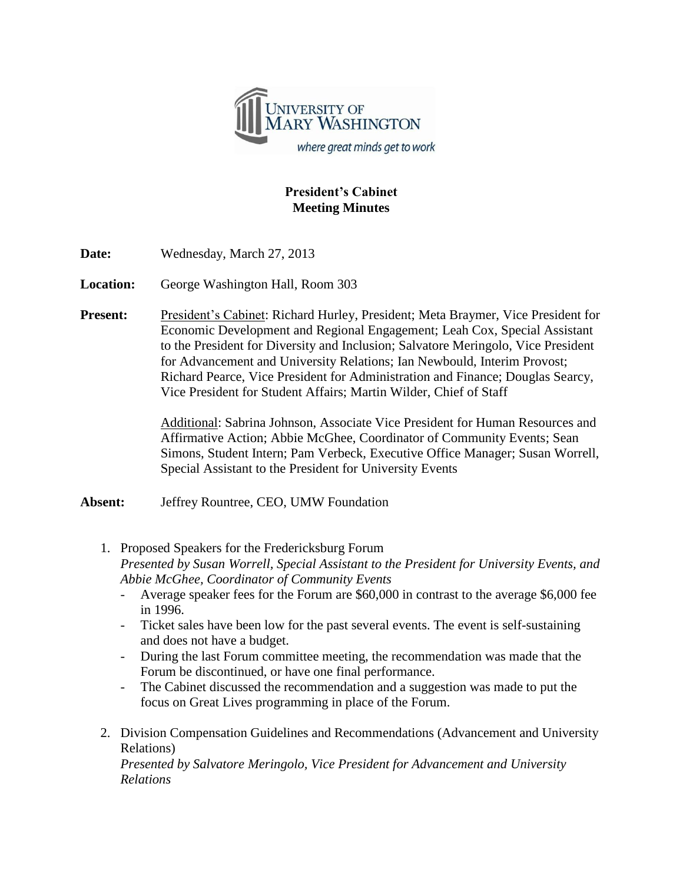UNIVERSITY OF MARY WASHINGTON

*where great minds get to work*

# President's Cabinet
## Meeting Minutes

**Date:** Wednesday, March 27, 2013

**Location:** George Washington Hall, Room 303

**Present:** President's Cabinet: Richard Hurley, President; Meta Braymer, Vice President for Economic Development and Regional Engagement; Leah Cox, Special Assistant to the President for Diversity and Inclusion; Salvatore Meringolo, Vice President for Advancement and University Relations; Ian Newbould, Interim Provost; Richard Pearce, Vice President for Administration and Finance; Douglas Searcy, Vice President for Student Affairs; Martin Wilder, Chief of Staff

Additional: Sabrina Johnson, Associate Vice President for Human Resources and Affirmative Action; Abbie McGhee, Coordinator of Community Events; Sean Simons, Student Intern; Pam Verbeck, Executive Office Manager; Susan Worrell, Special Assistant to the President for University Events

**Absent:** Jeffrey Rountree, CEO, UMW Foundation

1. Proposed Speakers for the Fredericksburg Forum
   *Presented by Susan Worrell, Special Assistant to the President for University Events, and Abbie McGhee, Coordinator of Community Events*
   - Average speaker fees for the Forum are $60,000 in contrast to the average $6,000 fee in 1996.
   - Ticket sales have been low for the past several events. The event is self-sustaining and does not have a budget.
   - During the last Forum committee meeting, the recommendation was made that the Forum be discontinued, or have one final performance.
   - The Cabinet discussed the recommendation and a suggestion was made to put the focus on Great Lives programming in place of the Forum.

2. Division Compensation Guidelines and Recommendations (Advancement and University Relations)
   *Presented by Salvatore Meringolo, Vice President for Advancement and University Relations*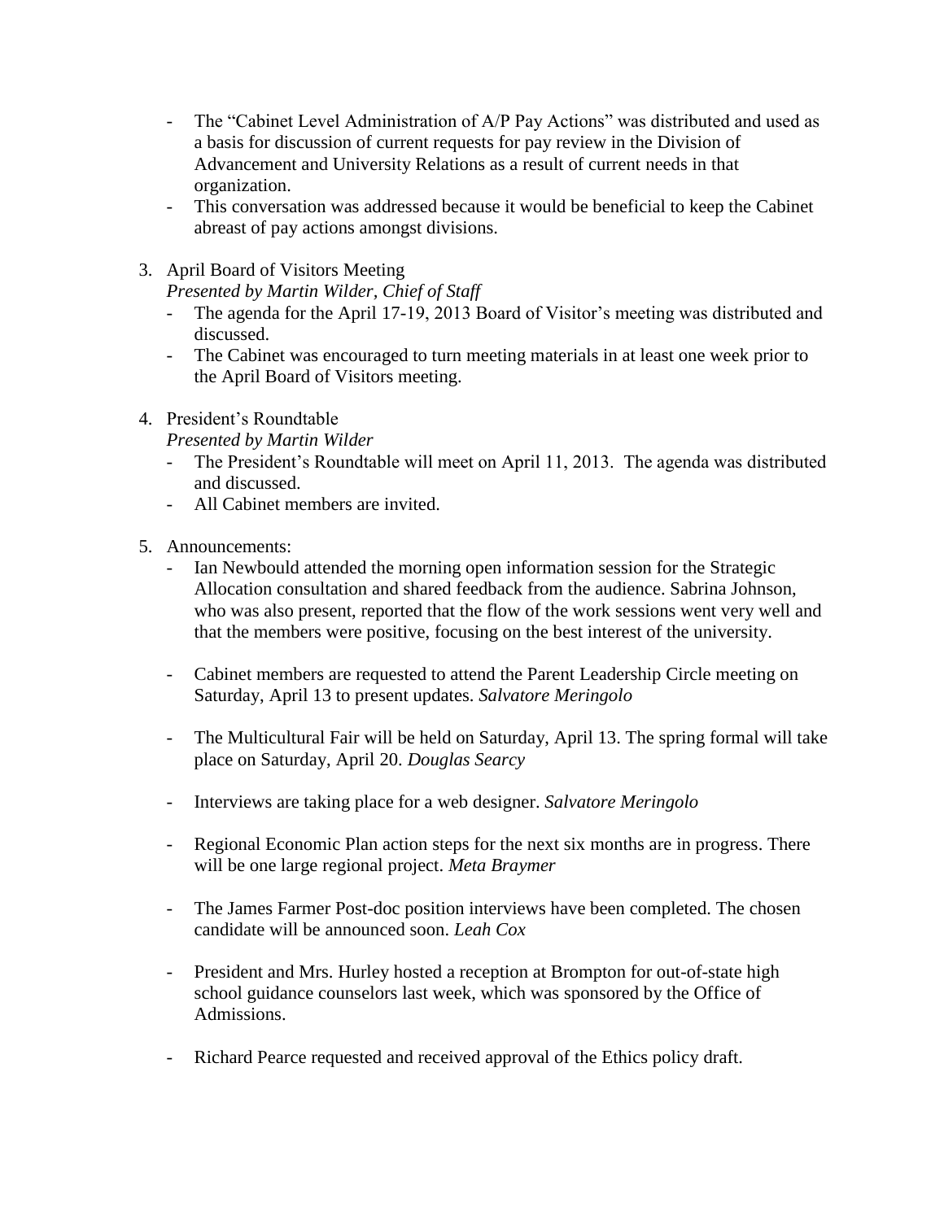- The "Cabinet Level Administration of A/P Pay Actions" was distributed and used as a basis for discussion of current requests for pay review in the Division of Advancement and University Relations as a result of current needs in that organization.
- This conversation was addressed because it would be beneficial to keep the Cabinet abreast of pay actions amongst divisions.

3. April Board of Visitors Meeting
   *Presented by Martin Wilder, Chief of Staff*
   - The agenda for the April 17-19, 2013 Board of Visitor's meeting was distributed and discussed.
   - The Cabinet was encouraged to turn meeting materials in at least one week prior to the April Board of Visitors meeting.

4. President's Roundtable
   *Presented by Martin Wilder*
   - The President's Roundtable will meet on April 11, 2013. The agenda was distributed and discussed.
   - All Cabinet members are invited.

5. Announcements:
   - Ian Newbould attended the morning open information session for the Strategic Allocation consultation and shared feedback from the audience. Sabrina Johnson, who was also present, reported that the flow of the work sessions went very well and that the members were positive, focusing on the best interest of the university.

   - Cabinet members are requested to attend the Parent Leadership Circle meeting on Saturday, April 13 to present updates. *Salvatore Meringolo*

   - The Multicultural Fair will be held on Saturday, April 13. The spring formal will take place on Saturday, April 20. *Douglas Searcy*

   - Interviews are taking place for a web designer. *Salvatore Meringolo*

   - Regional Economic Plan action steps for the next six months are in progress. There will be one large regional project. *Meta Braymer*

   - The James Farmer Post-doc position interviews have been completed. The chosen candidate will be announced soon. *Leah Cox*

   - President and Mrs. Hurley hosted a reception at Brompton for out-of-state high school guidance counselors last week, which was sponsored by the Office of Admissions.

   - Richard Pearce requested and received approval of the Ethics policy draft.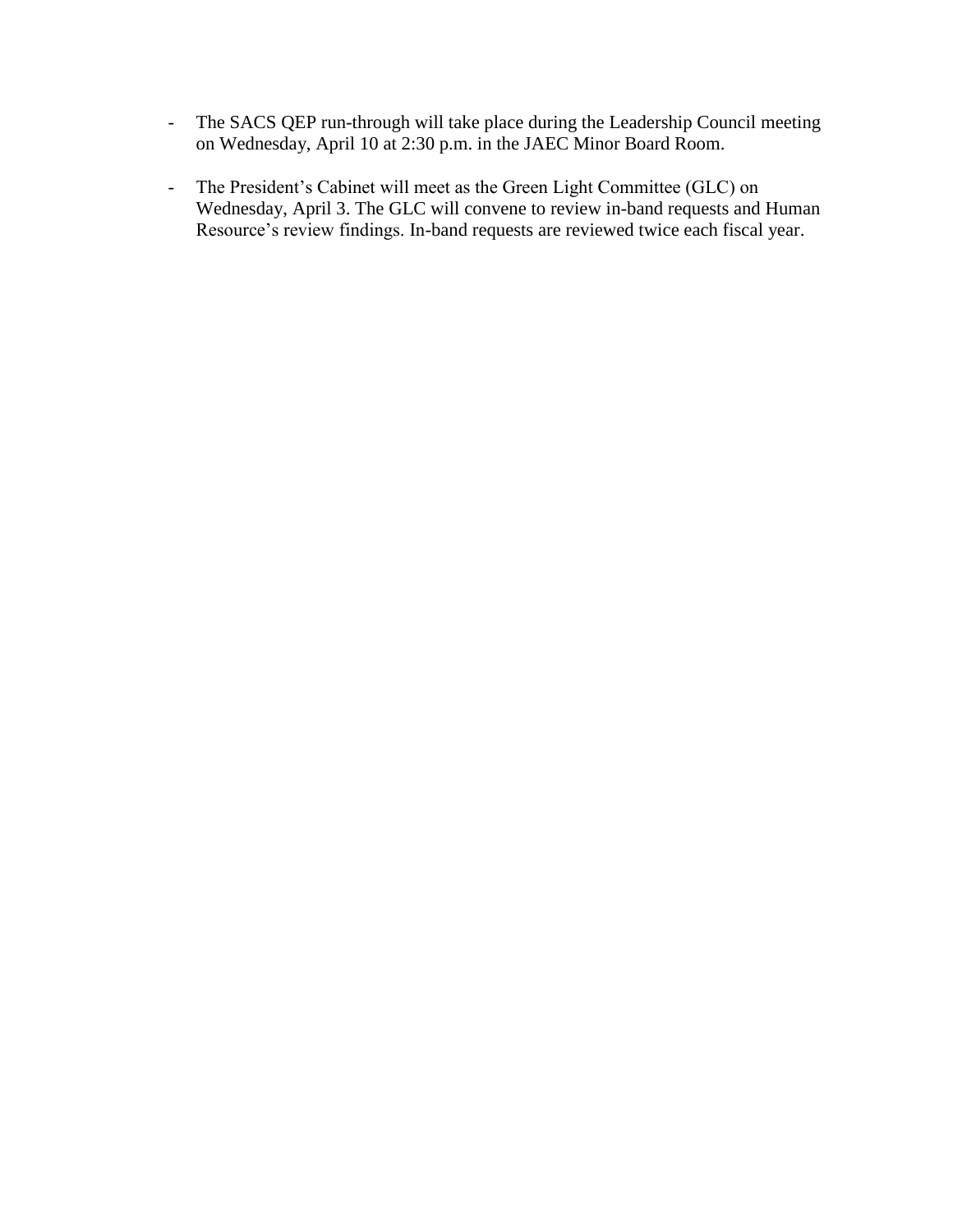- The SACS QEP run-through will take place during the Leadership Council meeting on Wednesday, April 10 at 2:30 p.m. in the JAEC Minor Board Room.

- The President's Cabinet will meet as the Green Light Committee (GLC) on Wednesday, April 3. The GLC will convene to review in-band requests and Human Resource's review findings. In-band requests are reviewed twice each fiscal year.